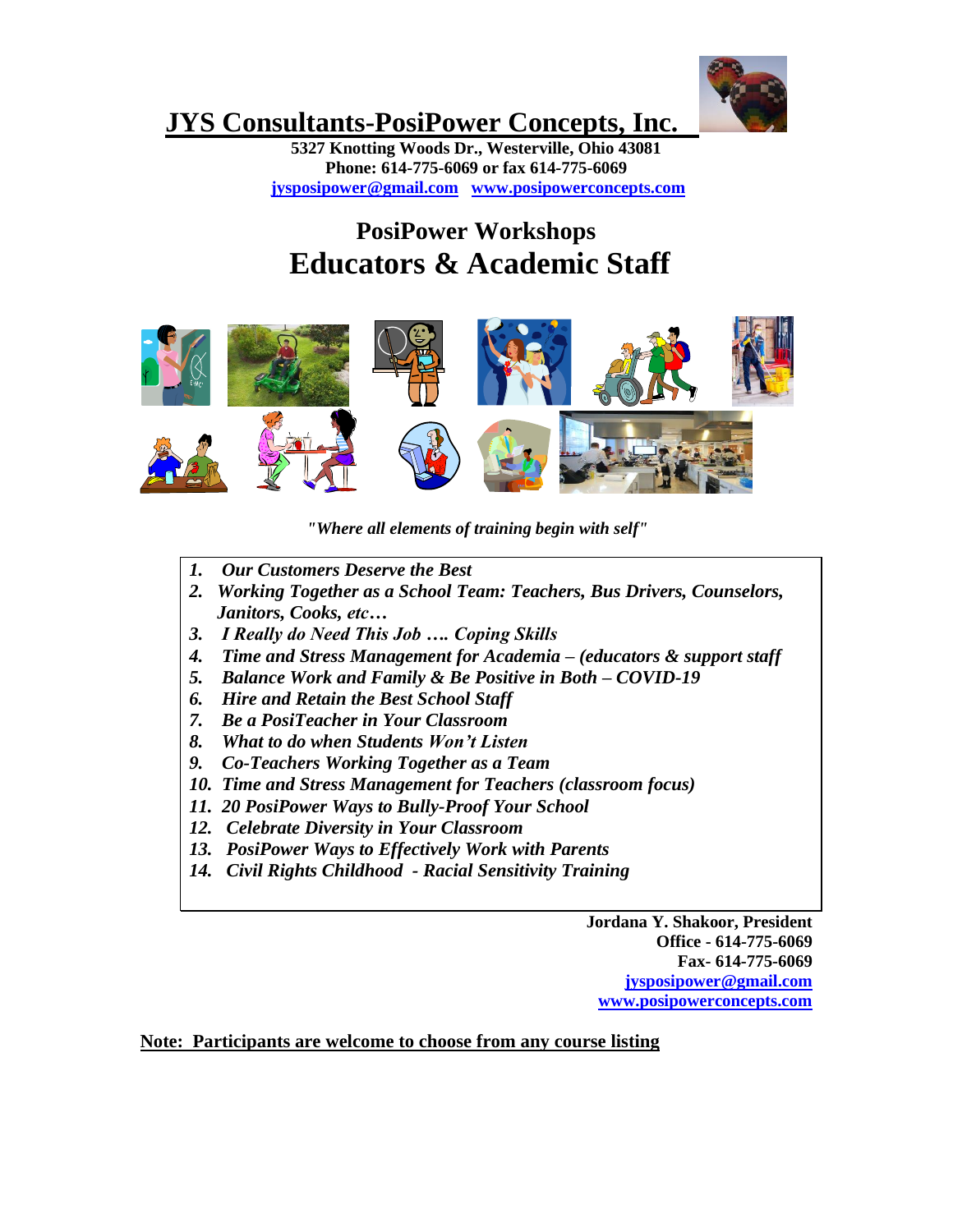# JYS Consultants-PosiPower Concepts, Inc.

**5327 Knotting Woods Dr., Westerville, Ohio 43081**
**Phone: 614-775-6069 or fax 614-775-6069**
**jysposipower@gmail.com www.posipowerconcepts.com**

## PosiPower Workshops
# Educators & Academic Staff

*"Where all elements of training begin with self"*

1. ***Our Customers Deserve the Best***
2. ***Working Together as a School Team: Teachers, Bus Drivers, Counselors, Janitors, Cooks, etc…***
3. ***I Really do Need This Job …. Coping Skills***
4. ***Time and Stress Management for Academia – (educators & support staff***
5. ***Balance Work and Family & Be Positive in Both – COVID-19***
6. ***Hire and Retain the Best School Staff***
7. ***Be a PosiTeacher in Your Classroom***
8. ***What to do when Students Won't Listen***
9. ***Co-Teachers Working Together as a Team***
10. ***Time and Stress Management for Teachers (classroom focus)***
11. ***20 PosiPower Ways to Bully-Proof Your School***
12. ***Celebrate Diversity in Your Classroom***
13. ***PosiPower Ways to Effectively Work with Parents***
14. ***Civil Rights Childhood - Racial Sensitivity Training***

**Jordana Y. Shakoor, President**
**Office - 614-775-6069**
**Fax- 614-775-6069**
**jysposipower@gmail.com**
**www.posipowerconcepts.com**

**Note: Participants are welcome to choose from any course listing**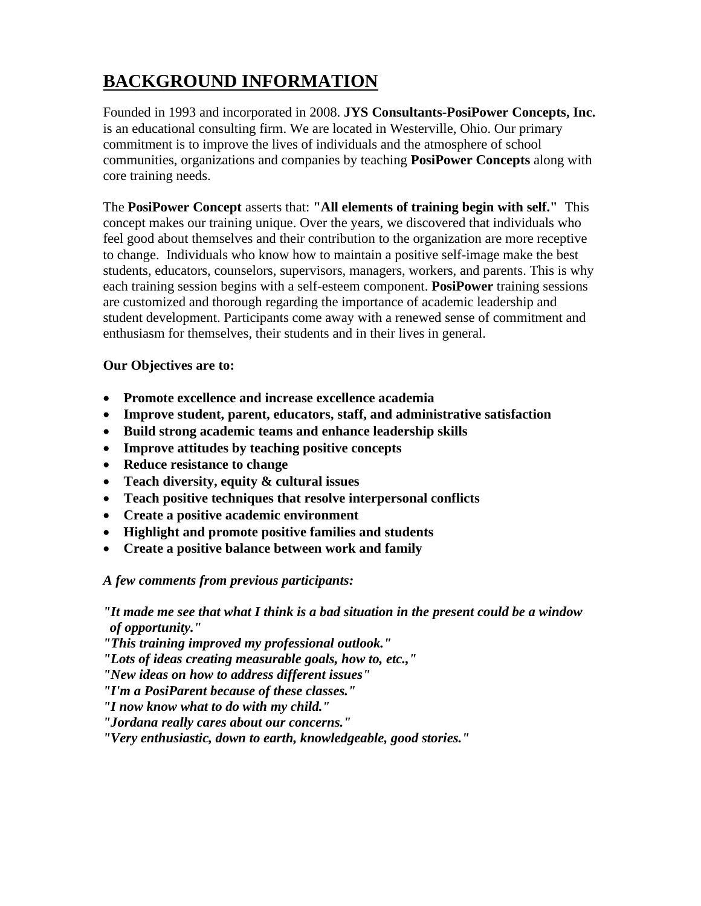## BACKGROUND INFORMATION

Founded in 1993 and incorporated in 2008. **JYS Consultants-PosiPower Concepts, Inc.** is an educational consulting firm. We are located in Westerville, Ohio. Our primary commitment is to improve the lives of individuals and the atmosphere of school communities, organizations and companies by teaching **PosiPower Concepts** along with core training needs.

The **PosiPower Concept** asserts that: **"All elements of training begin with self."** This concept makes our training unique. Over the years, we discovered that individuals who feel good about themselves and their contribution to the organization are more receptive to change. Individuals who know how to maintain a positive self-image make the best students, educators, counselors, supervisors, managers, workers, and parents. This is why each training session begins with a self-esteem component. **PosiPower** training sessions are customized and thorough regarding the importance of academic leadership and student development. Participants come away with a renewed sense of commitment and enthusiasm for themselves, their students and in their lives in general.

**Our Objectives are to:**

- **Promote excellence and increase excellence academia**
- **Improve student, parent, educators, staff, and administrative satisfaction**
- **Build strong academic teams and enhance leadership skills**
- **Improve attitudes by teaching positive concepts**
- **Reduce resistance to change**
- **Teach diversity, equity & cultural issues**
- **Teach positive techniques that resolve interpersonal conflicts**
- **Create a positive academic environment**
- **Highlight and promote positive families and students**
- **Create a positive balance between work and family**

***A few comments from previous participants:***

***"It made me see that what I think is a bad situation in the present could be a window of opportunity."***
***"This training improved my professional outlook."***
***"Lots of ideas creating measurable goals, how to, etc.,"***
***"New ideas on how to address different issues"***
***"I'm a PosiParent because of these classes."***
***"I now know what to do with my child."***
***"Jordana really cares about our concerns."***
***"Very enthusiastic, down to earth, knowledgeable, good stories."***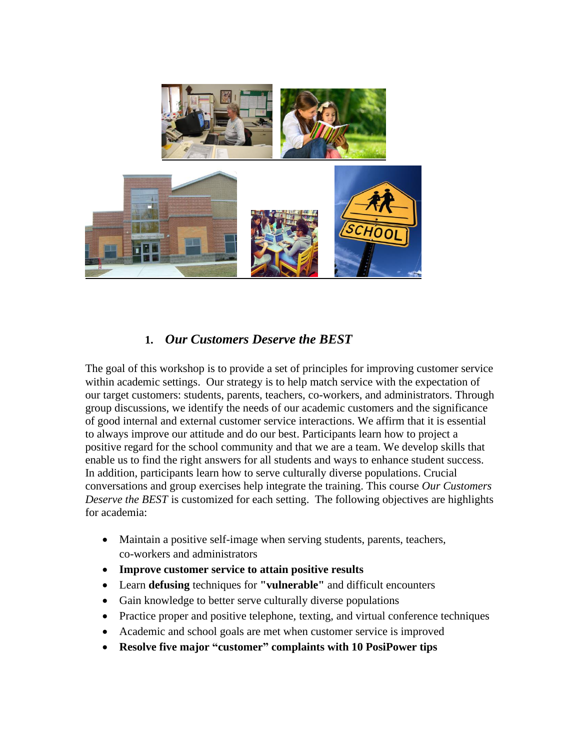## 1. *Our Customers Deserve the BEST*

The goal of this workshop is to provide a set of principles for improving customer service within academic settings. Our strategy is to help match service with the expectation of our target customers: students, parents, teachers, co-workers, and administrators. Through group discussions, we identify the needs of our academic customers and the significance of good internal and external customer service interactions. We affirm that it is essential to always improve our attitude and do our best. Participants learn how to project a positive regard for the school community and that we are a team. We develop skills that enable us to find the right answers for all students and ways to enhance student success. In addition, participants learn how to serve culturally diverse populations. Crucial conversations and group exercises help integrate the training. This course *Our Customers Deserve the BEST* is customized for each setting. The following objectives are highlights for academia:

- Maintain a positive self-image when serving students, parents, teachers, co-workers and administrators
- **Improve customer service to attain positive results**
- Learn **defusing** techniques for **"vulnerable"** and difficult encounters
- Gain knowledge to better serve culturally diverse populations
- Practice proper and positive telephone, texting, and virtual conference techniques
- Academic and school goals are met when customer service is improved
- **Resolve five major "customer" complaints with 10 PosiPower tips**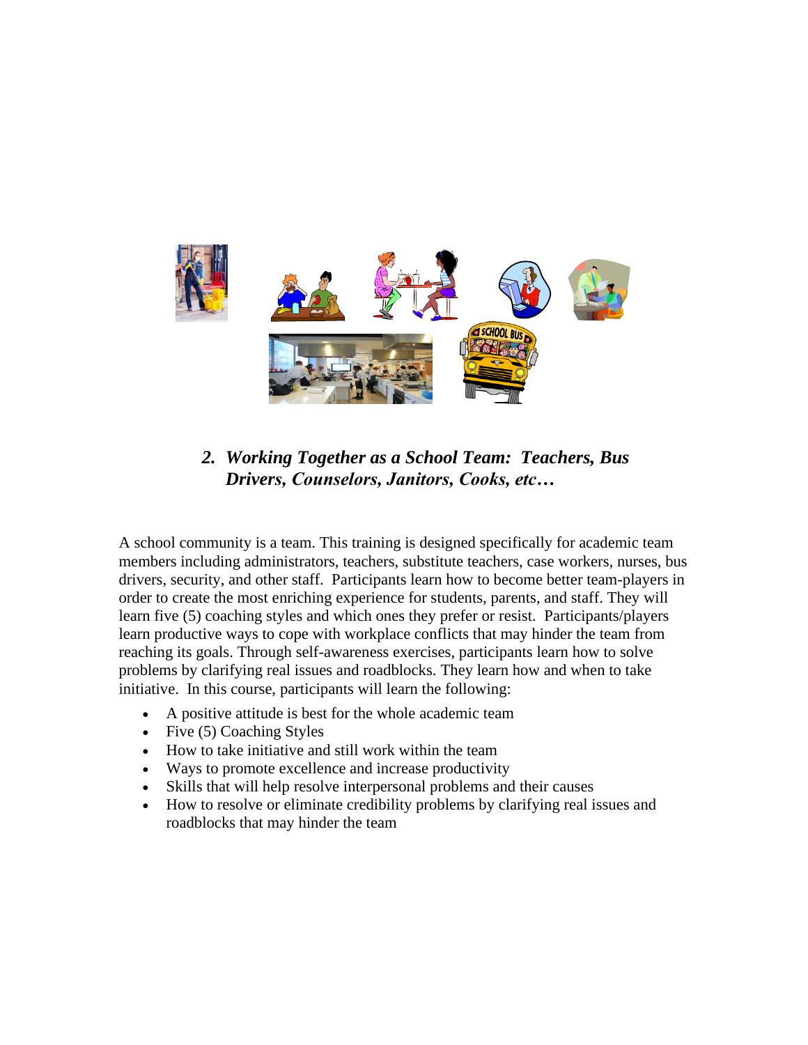## *2. Working Together as a School Team: Teachers, Bus Drivers, Counselors, Janitors, Cooks, etc…*

A school community is a team. This training is designed specifically for academic team members including administrators, teachers, substitute teachers, case workers, nurses, bus drivers, security, and other staff. Participants learn how to become better team-players in order to create the most enriching experience for students, parents, and staff. They will learn five (5) coaching styles and which ones they prefer or resist. Participants/players learn productive ways to cope with workplace conflicts that may hinder the team from reaching its goals. Through self-awareness exercises, participants learn how to solve problems by clarifying real issues and roadblocks. They learn how and when to take initiative. In this course, participants will learn the following:

- A positive attitude is best for the whole academic team
- Five (5) Coaching Styles
- How to take initiative and still work within the team
- Ways to promote excellence and increase productivity
- Skills that will help resolve interpersonal problems and their causes
- How to resolve or eliminate credibility problems by clarifying real issues and roadblocks that may hinder the team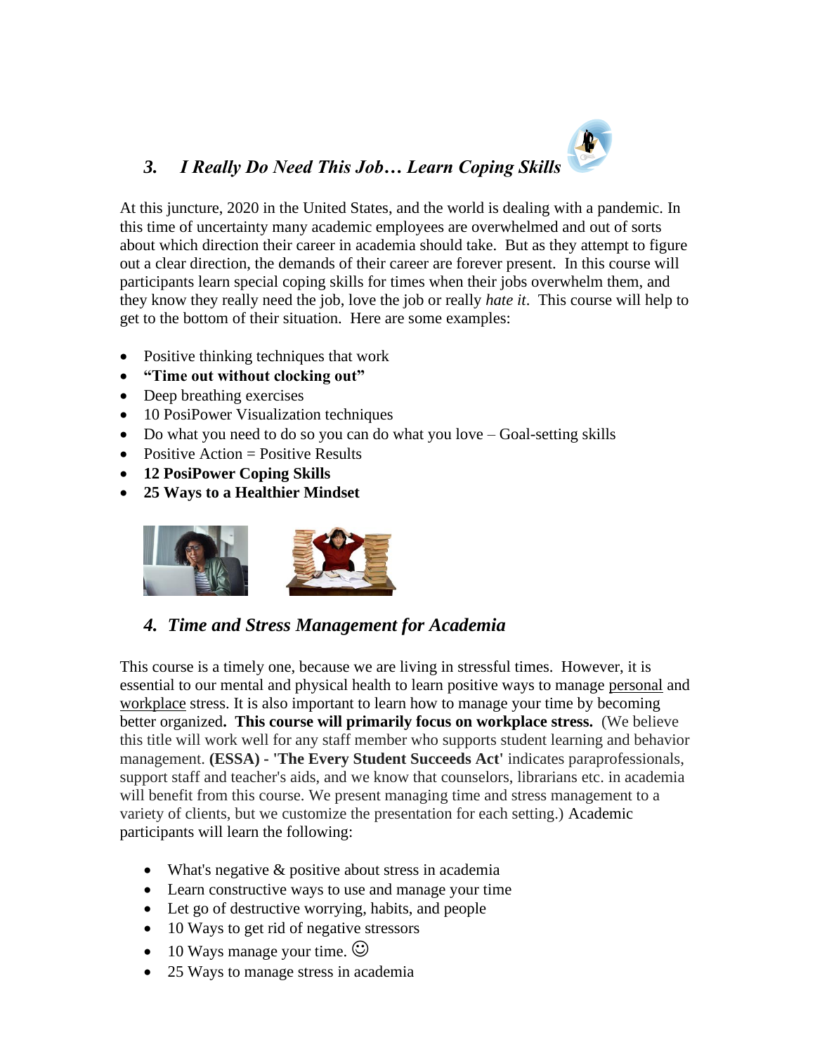### *3. I Really Do Need This Job… Learn Coping Skills*

At this juncture, 2020 in the United States, and the world is dealing with a pandemic. In this time of uncertainty many academic employees are overwhelmed and out of sorts about which direction their career in academia should take. But as they attempt to figure out a clear direction, the demands of their career are forever present. In this course will participants learn special coping skills for times when their jobs overwhelm them, and they know they really need the job, love the job or really *hate it*. This course will help to get to the bottom of their situation. Here are some examples:

- Positive thinking techniques that work
- **"Time out without clocking out"**
- Deep breathing exercises
- 10 PosiPower Visualization techniques
- Do what you need to do so you can do what you love – Goal-setting skills
- Positive Action = Positive Results
- **12 PosiPower Coping Skills**
- **25 Ways to a Healthier Mindset**

### *4. Time and Stress Management for Academia*

This course is a timely one, because we are living in stressful times. However, it is essential to our mental and physical health to learn positive ways to manage personal and workplace stress. It is also important to learn how to manage your time by becoming better organized**. This course will primarily focus on workplace stress.** (We believe this title will work well for any staff member who supports student learning and behavior management. **(ESSA) - 'The Every Student Succeeds Act'** indicates paraprofessionals, support staff and teacher's aids, and we know that counselors, librarians etc. in academia will benefit from this course. We present managing time and stress management to a variety of clients, but we customize the presentation for each setting.) Academic participants will learn the following:

- What's negative & positive about stress in academia
- Learn constructive ways to use and manage your time
- Let go of destructive worrying, habits, and people
- 10 Ways to get rid of negative stressors
- 10 Ways manage your time. ☺
- 25 Ways to manage stress in academia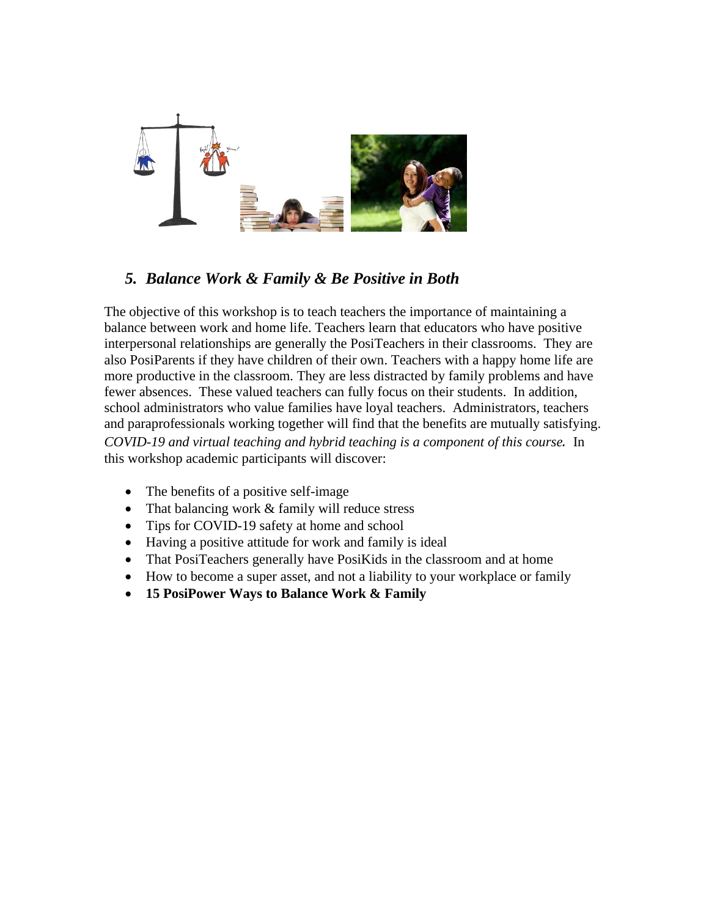## *5. Balance Work & Family & Be Positive in Both*

The objective of this workshop is to teach teachers the importance of maintaining a balance between work and home life. Teachers learn that educators who have positive interpersonal relationships are generally the PosiTeachers in their classrooms. They are also PosiParents if they have children of their own. Teachers with a happy home life are more productive in the classroom. They are less distracted by family problems and have fewer absences. These valued teachers can fully focus on their students. In addition, school administrators who value families have loyal teachers. Administrators, teachers and paraprofessionals working together will find that the benefits are mutually satisfying. *COVID-19 and virtual teaching and hybrid teaching is a component of this course.* In this workshop academic participants will discover:

- The benefits of a positive self-image
- That balancing work & family will reduce stress
- Tips for COVID-19 safety at home and school
- Having a positive attitude for work and family is ideal
- That PosiTeachers generally have PosiKids in the classroom and at home
- How to become a super asset, and not a liability to your workplace or family
- **15 PosiPower Ways to Balance Work & Family**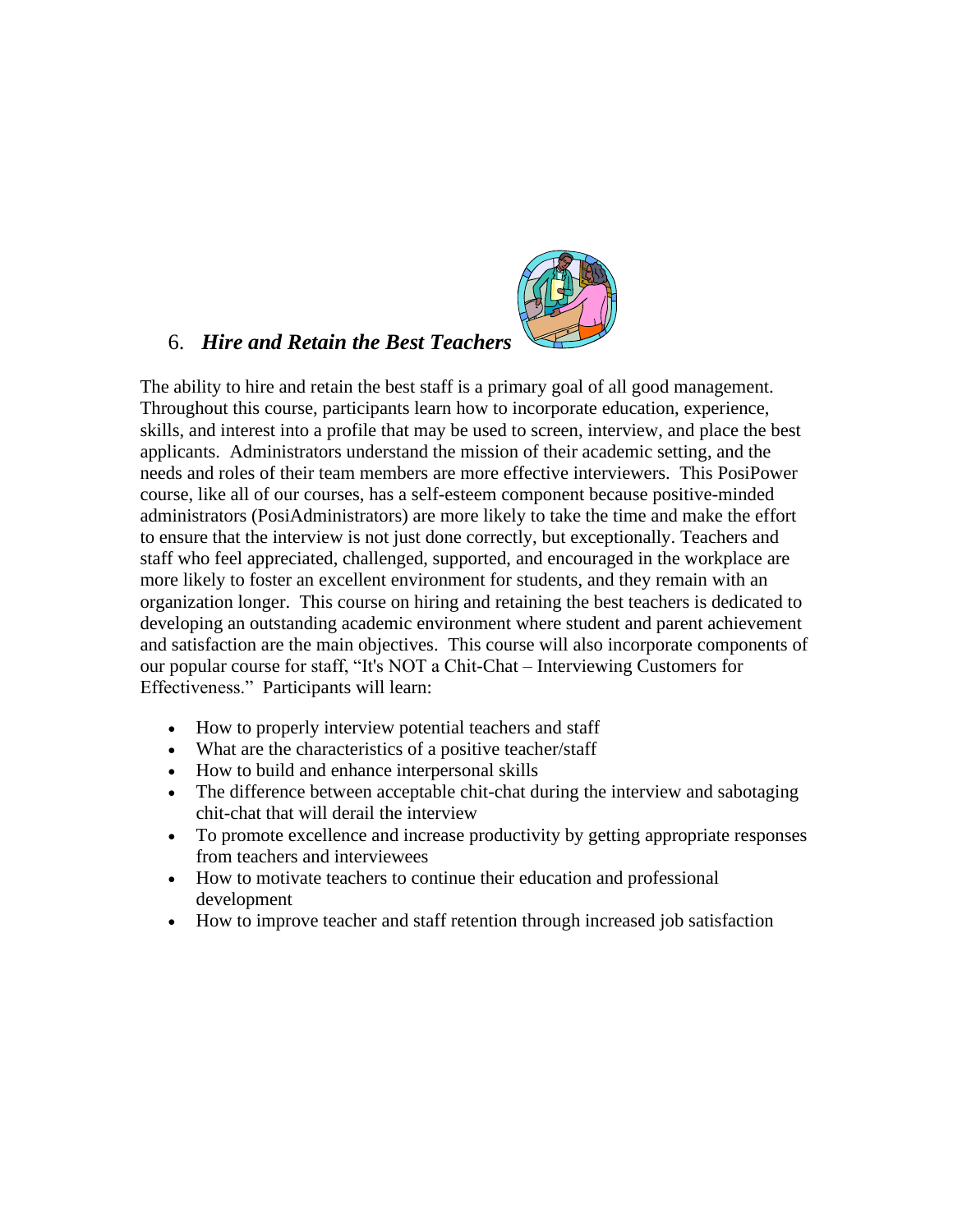## 6. ***Hire and Retain the Best Teachers***

The ability to hire and retain the best staff is a primary goal of all good management. Throughout this course, participants learn how to incorporate education, experience, skills, and interest into a profile that may be used to screen, interview, and place the best applicants. Administrators understand the mission of their academic setting, and the needs and roles of their team members are more effective interviewers. This PosiPower course, like all of our courses, has a self-esteem component because positive-minded administrators (PosiAdministrators) are more likely to take the time and make the effort to ensure that the interview is not just done correctly, but exceptionally. Teachers and staff who feel appreciated, challenged, supported, and encouraged in the workplace are more likely to foster an excellent environment for students, and they remain with an organization longer. This course on hiring and retaining the best teachers is dedicated to developing an outstanding academic environment where student and parent achievement and satisfaction are the main objectives. This course will also incorporate components of our popular course for staff, "It's NOT a Chit-Chat – Interviewing Customers for Effectiveness." Participants will learn:

- How to properly interview potential teachers and staff
- What are the characteristics of a positive teacher/staff
- How to build and enhance interpersonal skills
- The difference between acceptable chit-chat during the interview and sabotaging chit-chat that will derail the interview
- To promote excellence and increase productivity by getting appropriate responses from teachers and interviewees
- How to motivate teachers to continue their education and professional development
- How to improve teacher and staff retention through increased job satisfaction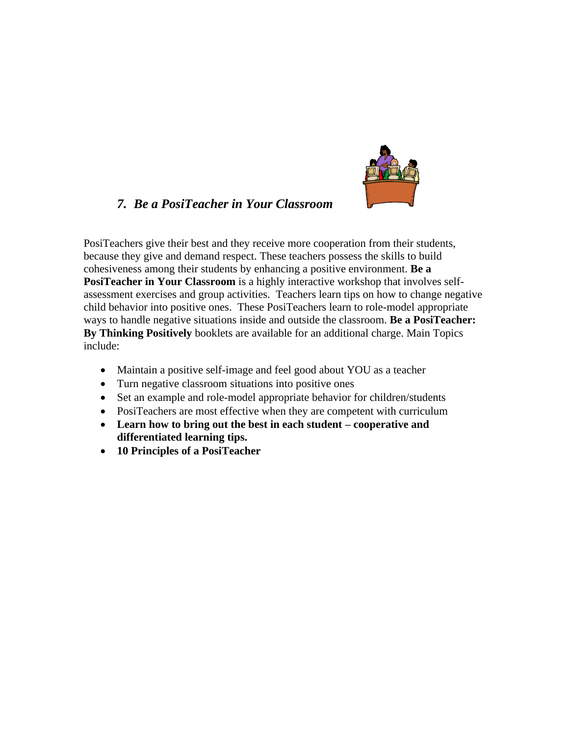### *7. Be a PosiTeacher in Your Classroom*

PosiTeachers give their best and they receive more cooperation from their students, because they give and demand respect. These teachers possess the skills to build cohesiveness among their students by enhancing a positive environment. **Be a PosiTeacher in Your Classroom** is a highly interactive workshop that involves self-assessment exercises and group activities. Teachers learn tips on how to change negative child behavior into positive ones. These PosiTeachers learn to role-model appropriate ways to handle negative situations inside and outside the classroom. **Be a PosiTeacher: By Thinking Positively** booklets are available for an additional charge. Main Topics include:

- Maintain a positive self-image and feel good about YOU as a teacher
- Turn negative classroom situations into positive ones
- Set an example and role-model appropriate behavior for children/students
- PosiTeachers are most effective when they are competent with curriculum
- **Learn how to bring out the best in each student – cooperative and differentiated learning tips.**
- **10 Principles of a PosiTeacher**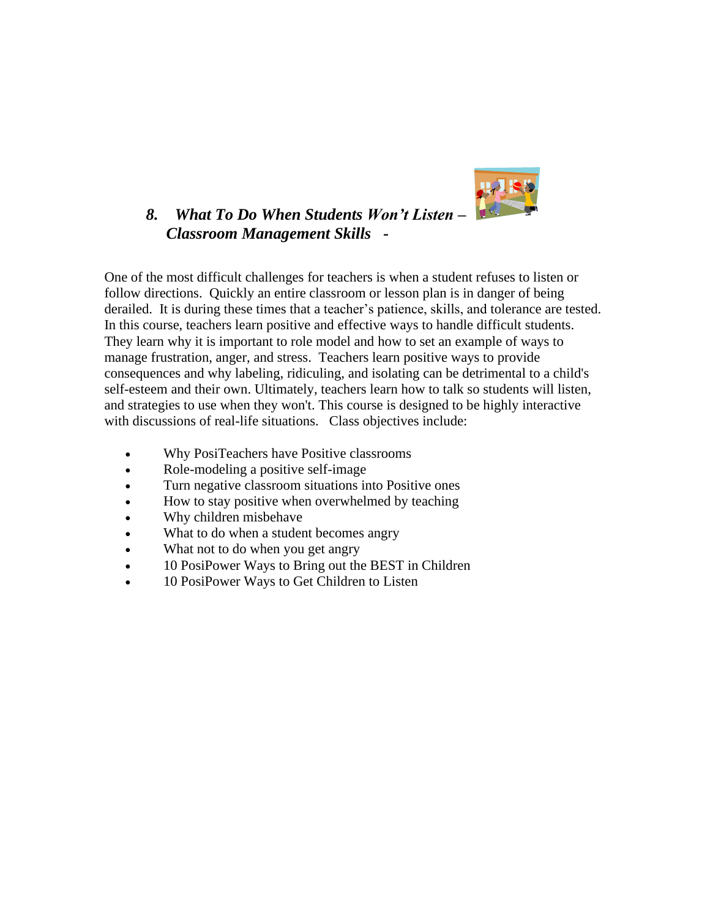### *8. What To Do When Students Won't Listen – Classroom Management Skills -*

One of the most difficult challenges for teachers is when a student refuses to listen or follow directions. Quickly an entire classroom or lesson plan is in danger of being derailed. It is during these times that a teacher's patience, skills, and tolerance are tested. In this course, teachers learn positive and effective ways to handle difficult students. They learn why it is important to role model and how to set an example of ways to manage frustration, anger, and stress. Teachers learn positive ways to provide consequences and why labeling, ridiculing, and isolating can be detrimental to a child's self-esteem and their own. Ultimately, teachers learn how to talk so students will listen, and strategies to use when they won't. This course is designed to be highly interactive with discussions of real-life situations. Class objectives include:

- Why PosiTeachers have Positive classrooms
- Role-modeling a positive self-image
- Turn negative classroom situations into Positive ones
- How to stay positive when overwhelmed by teaching
- Why children misbehave
- What to do when a student becomes angry
- What not to do when you get angry
- 10 PosiPower Ways to Bring out the BEST in Children
- 10 PosiPower Ways to Get Children to Listen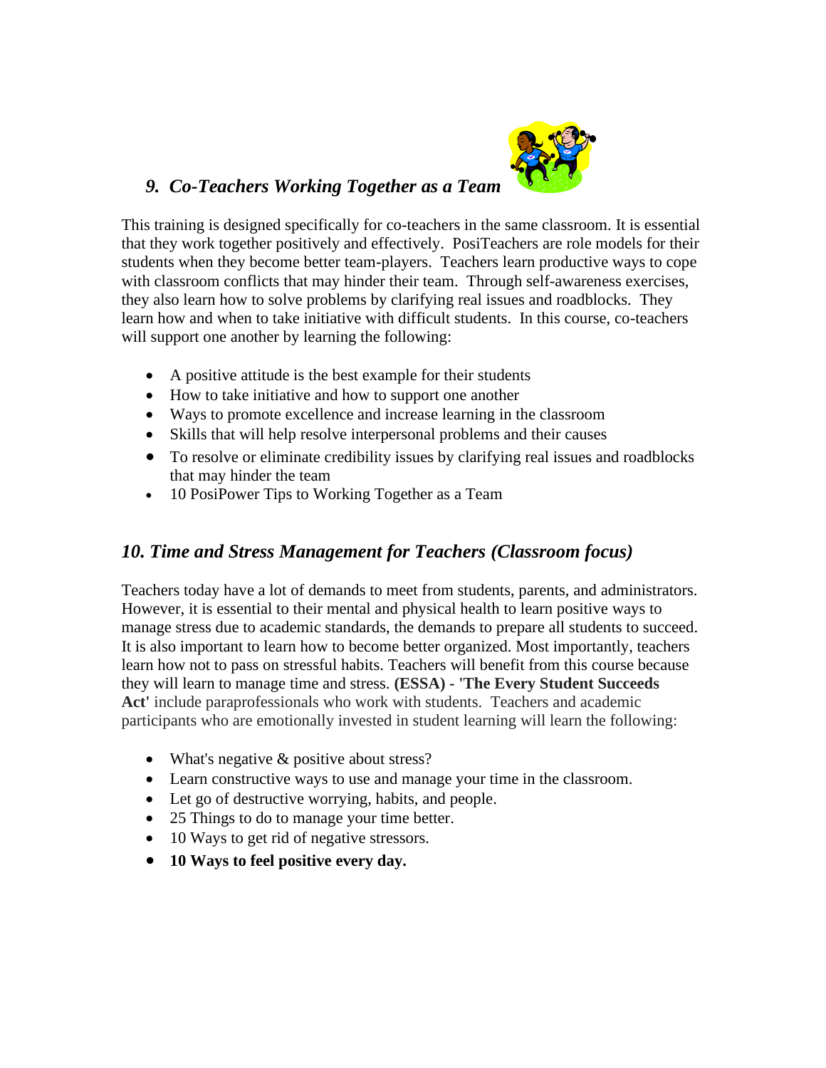## *9. Co-Teachers Working Together as a Team*

This training is designed specifically for co-teachers in the same classroom. It is essential that they work together positively and effectively. PosiTeachers are role models for their students when they become better team-players. Teachers learn productive ways to cope with classroom conflicts that may hinder their team. Through self-awareness exercises, they also learn how to solve problems by clarifying real issues and roadblocks. They learn how and when to take initiative with difficult students. In this course, co-teachers will support one another by learning the following:

- A positive attitude is the best example for their students
- How to take initiative and how to support one another
- Ways to promote excellence and increase learning in the classroom
- Skills that will help resolve interpersonal problems and their causes
- To resolve or eliminate credibility issues by clarifying real issues and roadblocks that may hinder the team
- 10 PosiPower Tips to Working Together as a Team

## *10. Time and Stress Management for Teachers (Classroom focus)*

Teachers today have a lot of demands to meet from students, parents, and administrators. However, it is essential to their mental and physical health to learn positive ways to manage stress due to academic standards, the demands to prepare all students to succeed. It is also important to learn how to become better organized. Most importantly, teachers learn how not to pass on stressful habits. Teachers will benefit from this course because they will learn to manage time and stress. **(ESSA) - 'The Every Student Succeeds Act'** include paraprofessionals who work with students. Teachers and academic participants who are emotionally invested in student learning will learn the following:

- What's negative & positive about stress?
- Learn constructive ways to use and manage your time in the classroom.
- Let go of destructive worrying, habits, and people.
- 25 Things to do to manage your time better.
- 10 Ways to get rid of negative stressors.
- **10 Ways to feel positive every day.**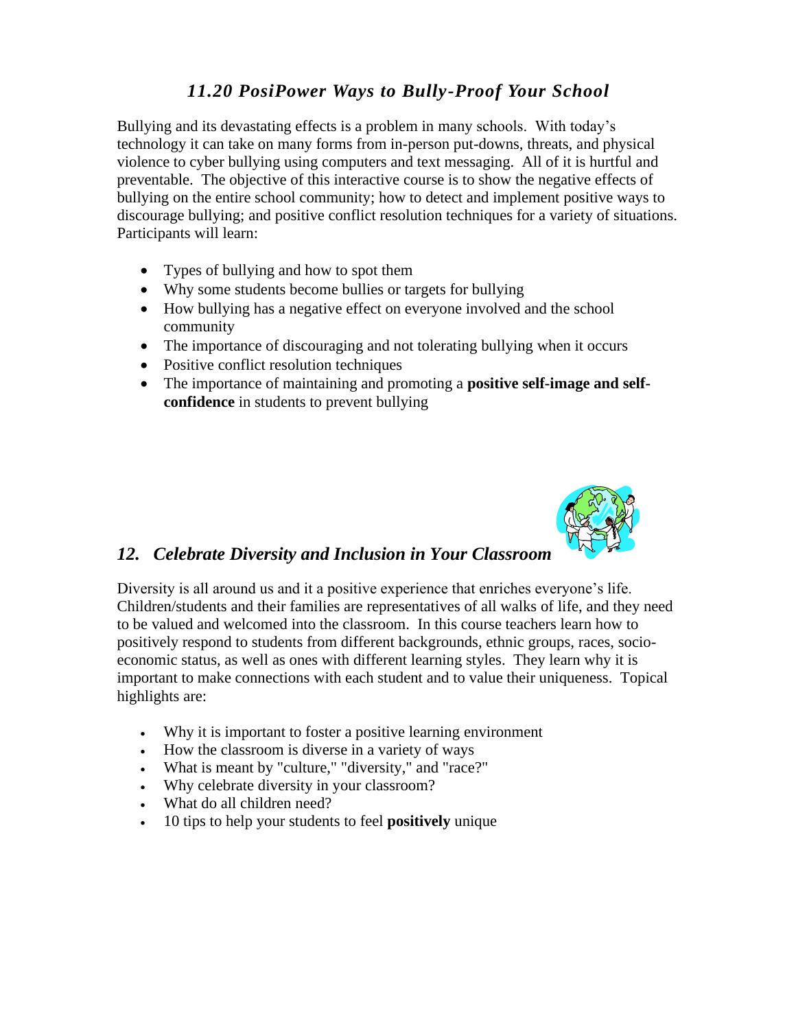## *11.20 PosiPower Ways to Bully-Proof Your School*

Bullying and its devastating effects is a problem in many schools. With today's technology it can take on many forms from in-person put-downs, threats, and physical violence to cyber bullying using computers and text messaging. All of it is hurtful and preventable. The objective of this interactive course is to show the negative effects of bullying on the entire school community; how to detect and implement positive ways to discourage bullying; and positive conflict resolution techniques for a variety of situations. Participants will learn:

- Types of bullying and how to spot them
- Why some students become bullies or targets for bullying
- How bullying has a negative effect on everyone involved and the school community
- The importance of discouraging and not tolerating bullying when it occurs
- Positive conflict resolution techniques
- The importance of maintaining and promoting a **positive self-image and self-confidence** in students to prevent bullying

## *12. Celebrate Diversity and Inclusion in Your Classroom*

Diversity is all around us and it a positive experience that enriches everyone's life. Children/students and their families are representatives of all walks of life, and they need to be valued and welcomed into the classroom. In this course teachers learn how to positively respond to students from different backgrounds, ethnic groups, races, socio-economic status, as well as ones with different learning styles. They learn why it is important to make connections with each student and to value their uniqueness. Topical highlights are:

- Why it is important to foster a positive learning environment
- How the classroom is diverse in a variety of ways
- What is meant by "culture," "diversity," and "race?"
- Why celebrate diversity in your classroom?
- What do all children need?
- 10 tips to help your students to feel **positively** unique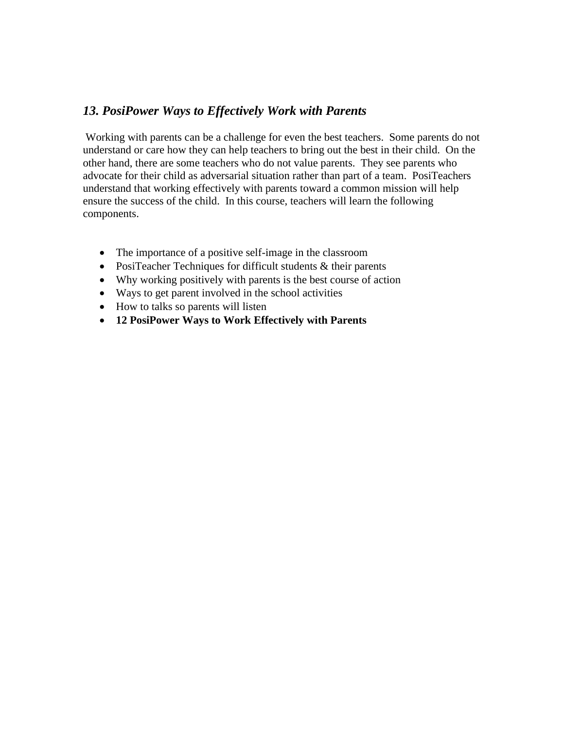### *13. PosiPower Ways to Effectively Work with Parents*

Working with parents can be a challenge for even the best teachers. Some parents do not understand or care how they can help teachers to bring out the best in their child. On the other hand, there are some teachers who do not value parents. They see parents who advocate for their child as adversarial situation rather than part of a team. PosiTeachers understand that working effectively with parents toward a common mission will help ensure the success of the child. In this course, teachers will learn the following components.

- The importance of a positive self-image in the classroom
- PosiTeacher Techniques for difficult students & their parents
- Why working positively with parents is the best course of action
- Ways to get parent involved in the school activities
- How to talks so parents will listen
- **12 PosiPower Ways to Work Effectively with Parents**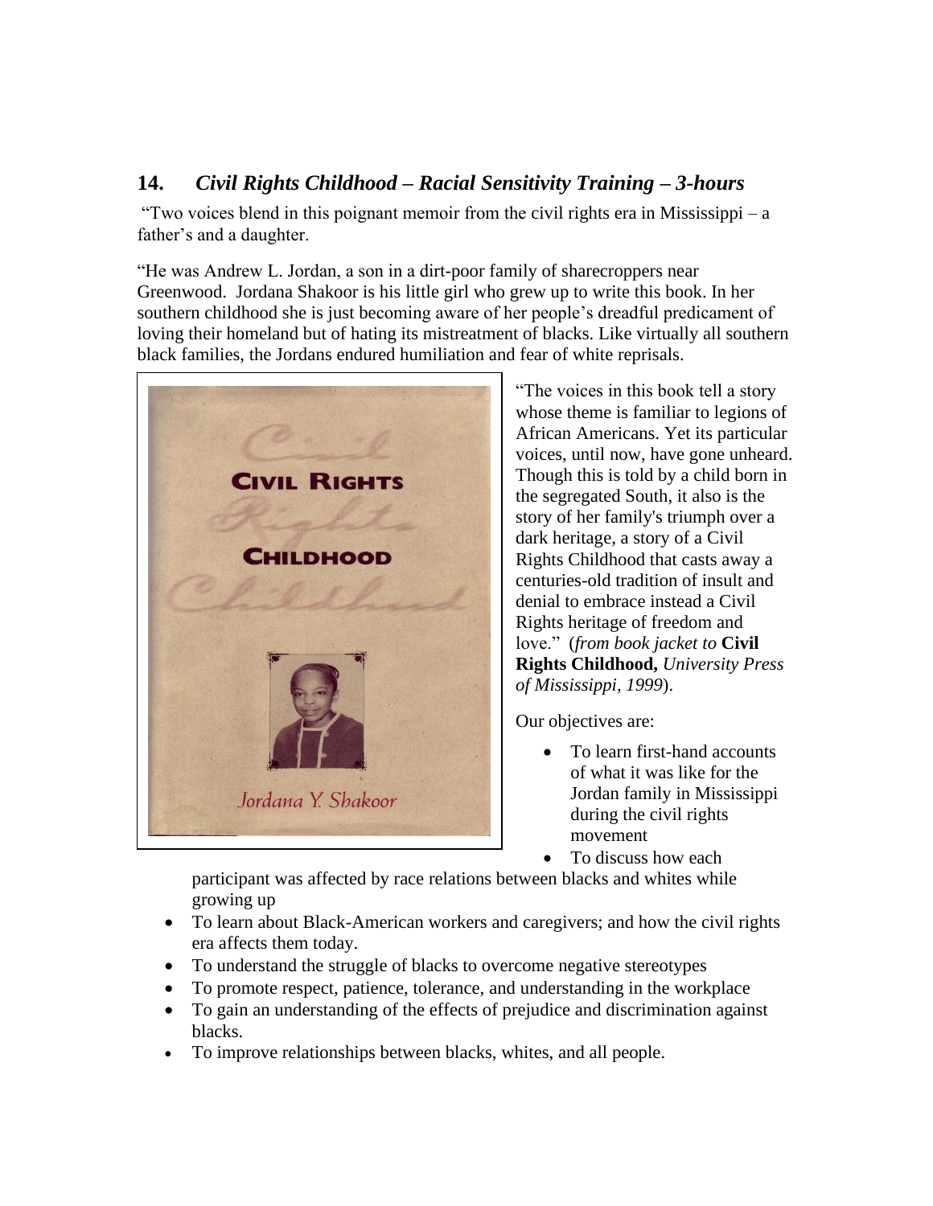## 14. *Civil Rights Childhood – Racial Sensitivity Training – 3-hours*

"Two voices blend in this poignant memoir from the civil rights era in Mississippi – a father's and a daughter.

"He was Andrew L. Jordan, a son in a dirt-poor family of sharecroppers near Greenwood. Jordana Shakoor is his little girl who grew up to write this book. In her southern childhood she is just becoming aware of her people's dreadful predicament of loving their homeland but of hating its mistreatment of blacks. Like virtually all southern black families, the Jordans endured humiliation and fear of white reprisals.

"The voices in this book tell a story whose theme is familiar to legions of African Americans. Yet its particular voices, until now, have gone unheard. Though this is told by a child born in the segregated South, it also is the story of her family's triumph over a dark heritage, a story of a Civil Rights Childhood that casts away a centuries-old tradition of insult and denial to embrace instead a Civil Rights heritage of freedom and love." (*from book jacket to* **Civil Rights Childhood,** *University Press of Mississippi, 1999*).

Our objectives are:

- To learn first-hand accounts of what it was like for the Jordan family in Mississippi during the civil rights movement
- To discuss how each participant was affected by race relations between blacks and whites while growing up
- To learn about Black-American workers and caregivers; and how the civil rights era affects them today.
- To understand the struggle of blacks to overcome negative stereotypes
- To promote respect, patience, tolerance, and understanding in the workplace
- To gain an understanding of the effects of prejudice and discrimination against blacks.
- To improve relationships between blacks, whites, and all people.